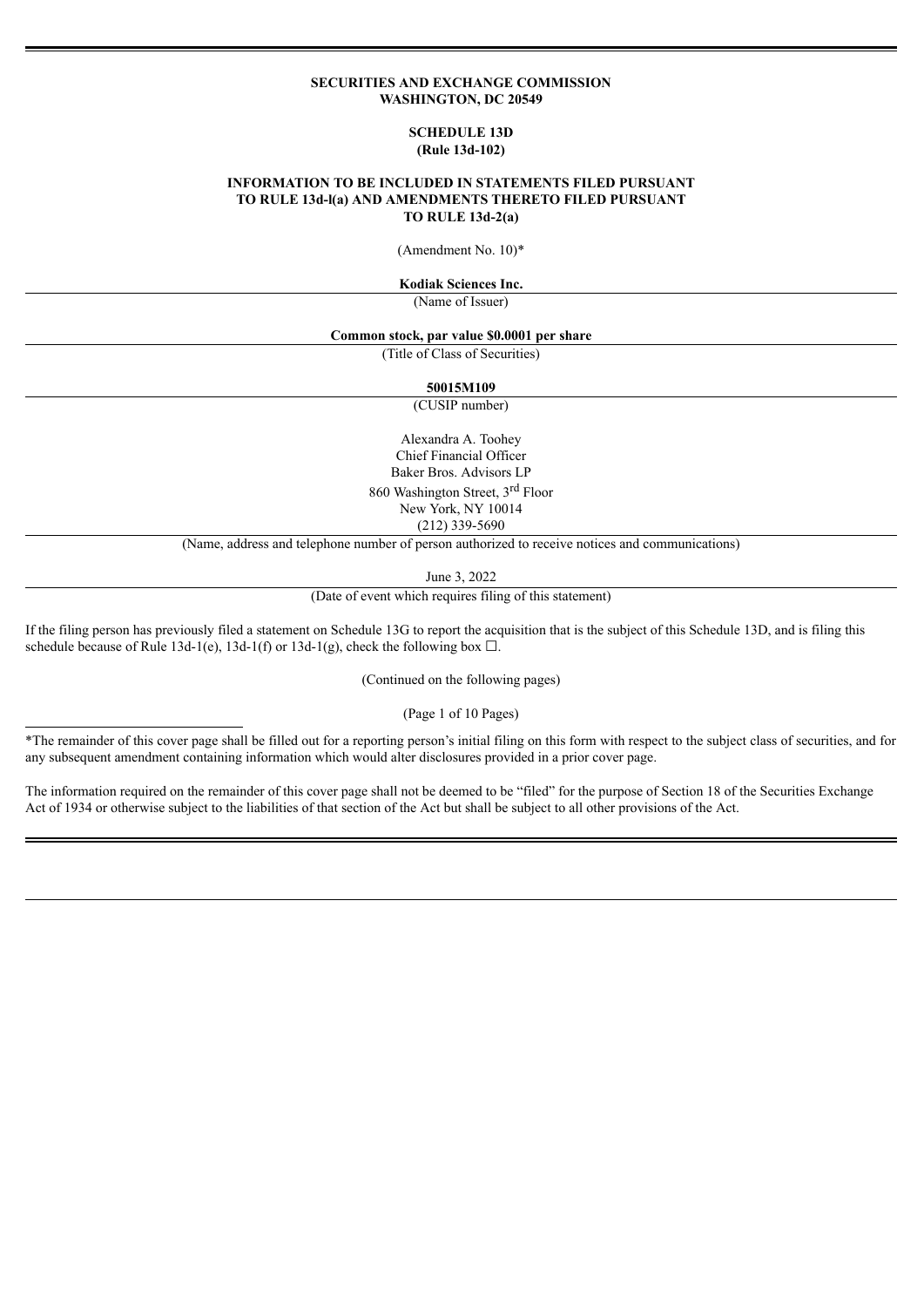**SECURITIES AND EXCHANGE COMMISSION**
**WASHINGTON, DC 20549**

**SCHEDULE 13D**
**(Rule 13d-102)**

**INFORMATION TO BE INCLUDED IN STATEMENTS FILED PURSUANT TO RULE 13d-l(a) AND AMENDMENTS THERETO FILED PURSUANT TO RULE 13d-2(a)**

(Amendment No. 10)*

**Kodiak Sciences Inc.**

(Name of Issuer)

**Common stock, par value $0.0001 per share**

(Title of Class of Securities)

**50015M109**

(CUSIP number)

Alexandra A. Toohey
Chief Financial Officer
Baker Bros. Advisors LP
860 Washington Street, 3rd Floor
New York, NY 10014
(212) 339-5690

(Name, address and telephone number of person authorized to receive notices and communications)

June 3, 2022

(Date of event which requires filing of this statement)

If the filing person has previously filed a statement on Schedule 13G to report the acquisition that is the subject of this Schedule 13D, and is filing this schedule because of Rule 13d-1(e), 13d-1(f) or 13d-1(g), check the following box ☐.

(Continued on the following pages)

(Page 1 of 10 Pages)

---

*The remainder of this cover page shall be filled out for a reporting person's initial filing on this form with respect to the subject class of securities, and for any subsequent amendment containing information which would alter disclosures provided in a prior cover page.

The information required on the remainder of this cover page shall not be deemed to be "filed" for the purpose of Section 18 of the Securities Exchange Act of 1934 or otherwise subject to the liabilities of that section of the Act but shall be subject to all other provisions of the Act.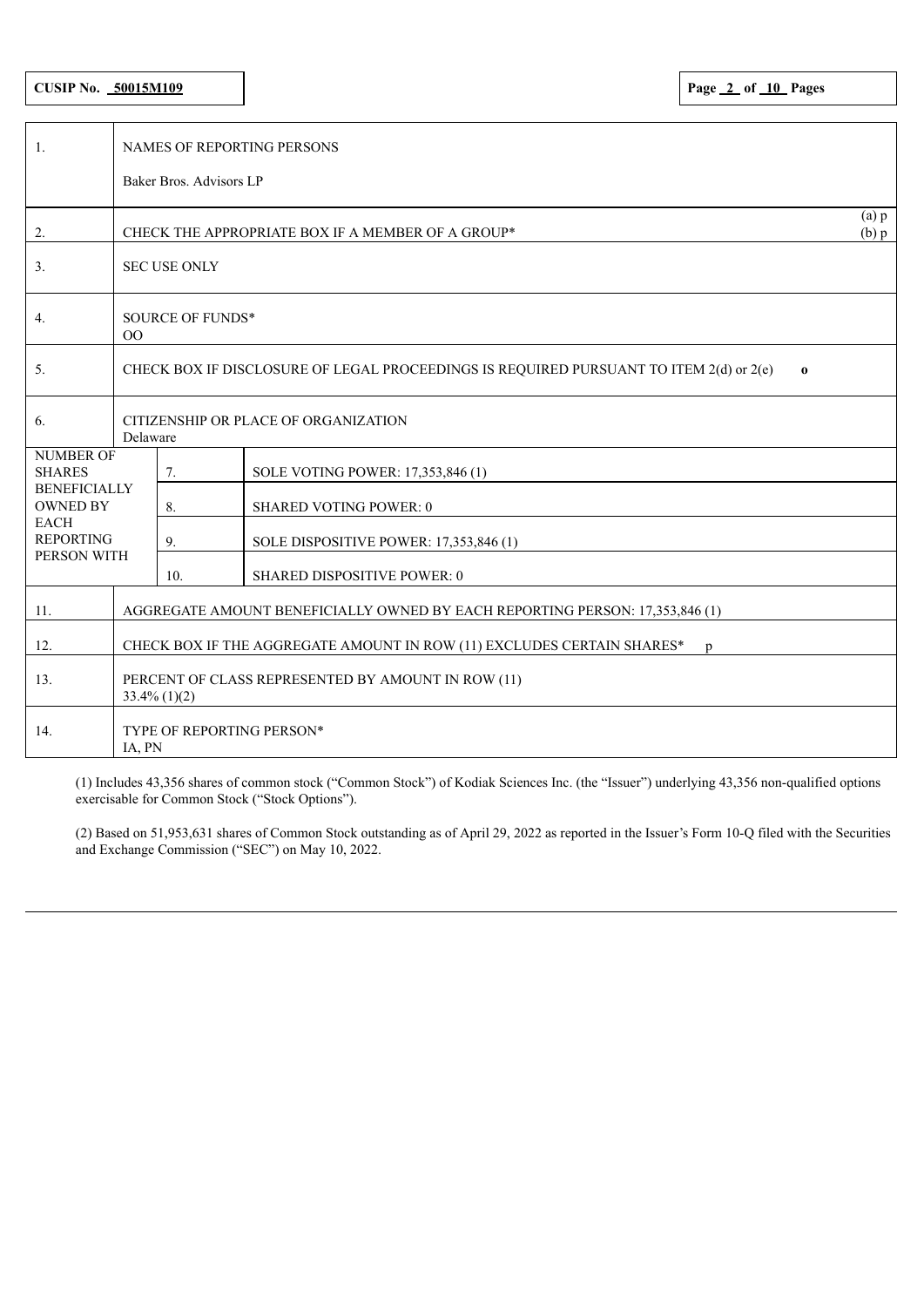CUSIP No. 50015M109

| | | | |
|---|---|---|---|
| 1. | NAMES OF REPORTING PERSONS<br><br>Baker Bros. Advisors LP | | |
| 2. | CHECK THE APPROPRIATE BOX IF A MEMBER OF A GROUP* | | (a) p<br>(b) p |
| 3. | SEC USE ONLY | | |
| 4. | SOURCE OF FUNDS*<br>OO | | |
| 5. | CHECK BOX IF DISCLOSURE OF LEGAL PROCEEDINGS IS REQUIRED PURSUANT TO ITEM 2(d) or 2(e) o | | |
| 6. | CITIZENSHIP OR PLACE OF ORGANIZATION<br>Delaware | | |
| NUMBER OF SHARES BENEFICIALLY OWNED BY EACH REPORTING PERSON WITH | 7. | SOLE VOTING POWER: 17,353,846 (1) | |
| | 8. | SHARED VOTING POWER: 0 | |
| | 9. | SOLE DISPOSITIVE POWER: 17,353,846 (1) | |
| | 10. | SHARED DISPOSITIVE POWER: 0 | |
| 11. | AGGREGATE AMOUNT BENEFICIALLY OWNED BY EACH REPORTING PERSON: 17,353,846 (1) | | |
| 12. | CHECK BOX IF THE AGGREGATE AMOUNT IN ROW (11) EXCLUDES CERTAIN SHARES* p | | |
| 13. | PERCENT OF CLASS REPRESENTED BY AMOUNT IN ROW (11)<br>33.4% (1)(2) | | |
| 14. | TYPE OF REPORTING PERSON*<br>IA, PN | | |

(1) Includes 43,356 shares of common stock ("Common Stock") of Kodiak Sciences Inc. (the "Issuer") underlying 43,356 non-qualified options exercisable for Common Stock ("Stock Options").

(2) Based on 51,953,631 shares of Common Stock outstanding as of April 29, 2022 as reported in the Issuer's Form 10-Q filed with the Securities and Exchange Commission ("SEC") on May 10, 2022.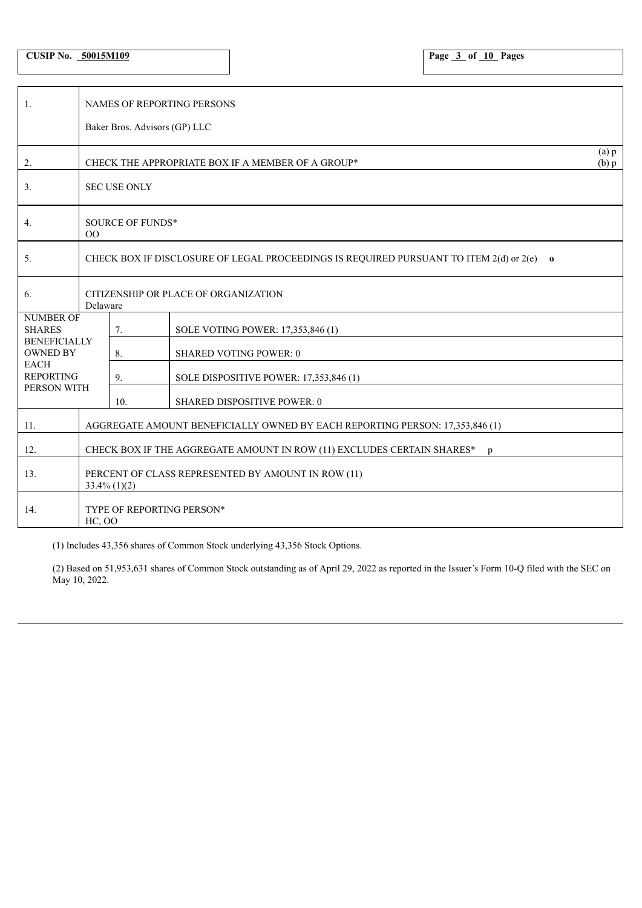**CUSIP No. 50015M109**

| | | | |
|---|---|---|---|
| 1. | NAMES OF REPORTING PERSONS<br><br>Baker Bros. Advisors (GP) LLC | | |
| 2. | CHECK THE APPROPRIATE BOX IF A MEMBER OF A GROUP* | | (a) p<br>(b) p |
| 3. | SEC USE ONLY | | |
| 4. | SOURCE OF FUNDS*<br>OO | | |
| 5. | CHECK BOX IF DISCLOSURE OF LEGAL PROCEEDINGS IS REQUIRED PURSUANT TO ITEM 2(d) or 2(e) **o** | | |
| 6. | CITIZENSHIP OR PLACE OF ORGANIZATION<br>Delaware | | |
| NUMBER OF SHARES BENEFICIALLY OWNED BY EACH REPORTING PERSON WITH | 7. | SOLE VOTING POWER: 17,353,846 (1) | |
| | 8. | SHARED VOTING POWER: 0 | |
| | 9. | SOLE DISPOSITIVE POWER: 17,353,846 (1) | |
| | 10. | SHARED DISPOSITIVE POWER: 0 | |
| 11. | AGGREGATE AMOUNT BENEFICIALLY OWNED BY EACH REPORTING PERSON: 17,353,846 (1) | | |
| 12. | CHECK BOX IF THE AGGREGATE AMOUNT IN ROW (11) EXCLUDES CERTAIN SHARES* p | | |
| 13. | PERCENT OF CLASS REPRESENTED BY AMOUNT IN ROW (11)<br>33.4% (1)(2) | | |
| 14. | TYPE OF REPORTING PERSON*<br>HC, OO | | |

(1) Includes 43,356 shares of Common Stock underlying 43,356 Stock Options.

(2) Based on 51,953,631 shares of Common Stock outstanding as of April 29, 2022 as reported in the Issuer's Form 10-Q filed with the SEC on May 10, 2022.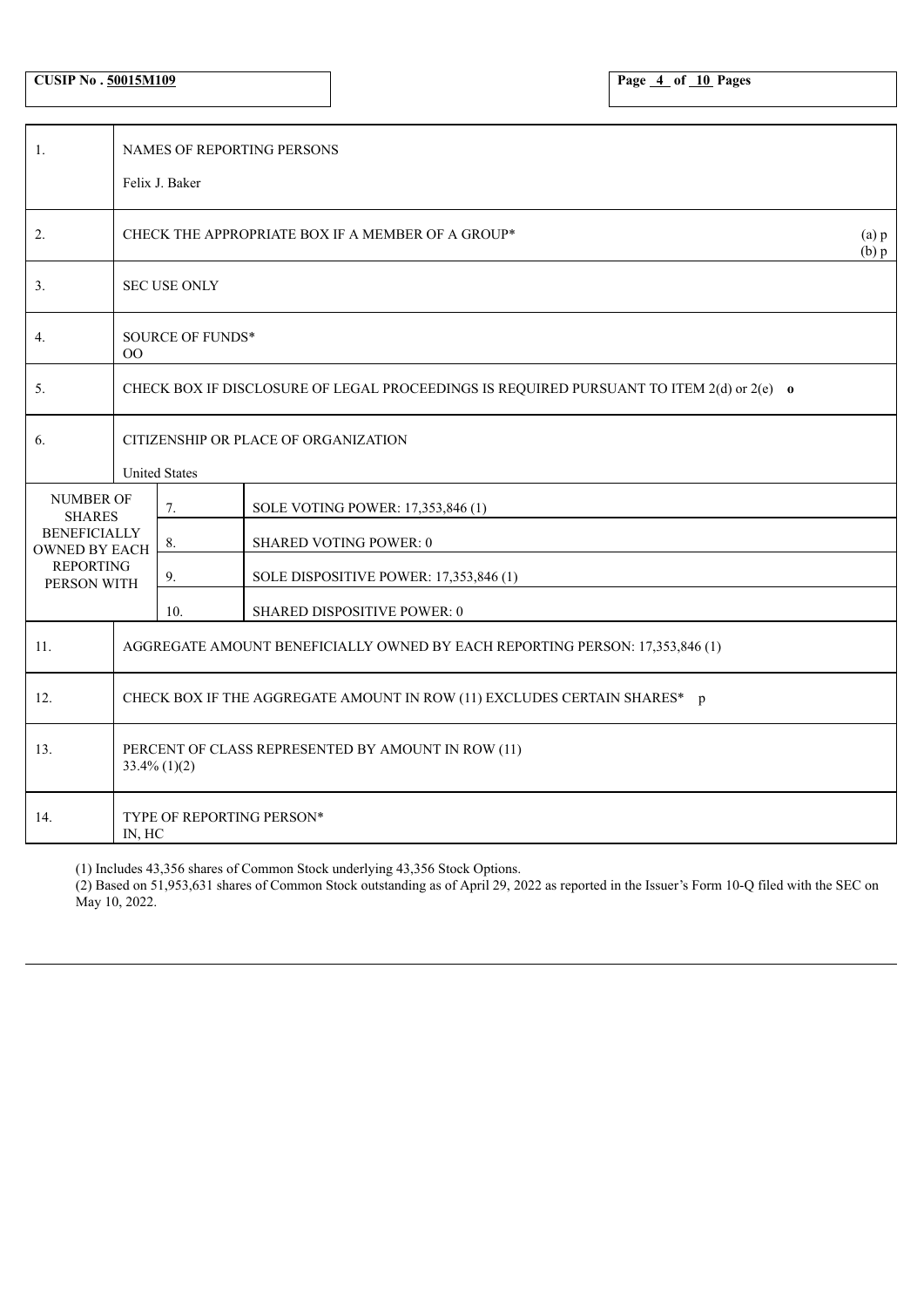CUSIP No . 50015M109

| | | | |
|---|---|---|---|
| 1. | NAMES OF REPORTING PERSONS<br><br>Felix J. Baker | | |
| 2. | CHECK THE APPROPRIATE BOX IF A MEMBER OF A GROUP* | | (a) p<br>(b) p |
| 3. | SEC USE ONLY | | |
| 4. | SOURCE OF FUNDS*<br>OO | | |
| 5. | CHECK BOX IF DISCLOSURE OF LEGAL PROCEEDINGS IS REQUIRED PURSUANT TO ITEM 2(d) or 2(e) **o** | | |
| 6. | CITIZENSHIP OR PLACE OF ORGANIZATION<br><br>United States | | |
| NUMBER OF SHARES BENEFICIALLY OWNED BY EACH REPORTING PERSON WITH | 7. | SOLE VOTING POWER: 17,353,846 (1) | |
| | 8. | SHARED VOTING POWER: 0 | |
| | 9. | SOLE DISPOSITIVE POWER: 17,353,846 (1) | |
| | 10. | SHARED DISPOSITIVE POWER: 0 | |
| 11. | AGGREGATE AMOUNT BENEFICIALLY OWNED BY EACH REPORTING PERSON: 17,353,846 (1) | | |
| 12. | CHECK BOX IF THE AGGREGATE AMOUNT IN ROW (11) EXCLUDES CERTAIN SHARES* p | | |
| 13. | PERCENT OF CLASS REPRESENTED BY AMOUNT IN ROW (11)<br>33.4% (1)(2) | | |
| 14. | TYPE OF REPORTING PERSON*<br>IN, HC | | |

(1) Includes 43,356 shares of Common Stock underlying 43,356 Stock Options.

(2) Based on 51,953,631 shares of Common Stock outstanding as of April 29, 2022 as reported in the Issuer's Form 10-Q filed with the SEC on May 10, 2022.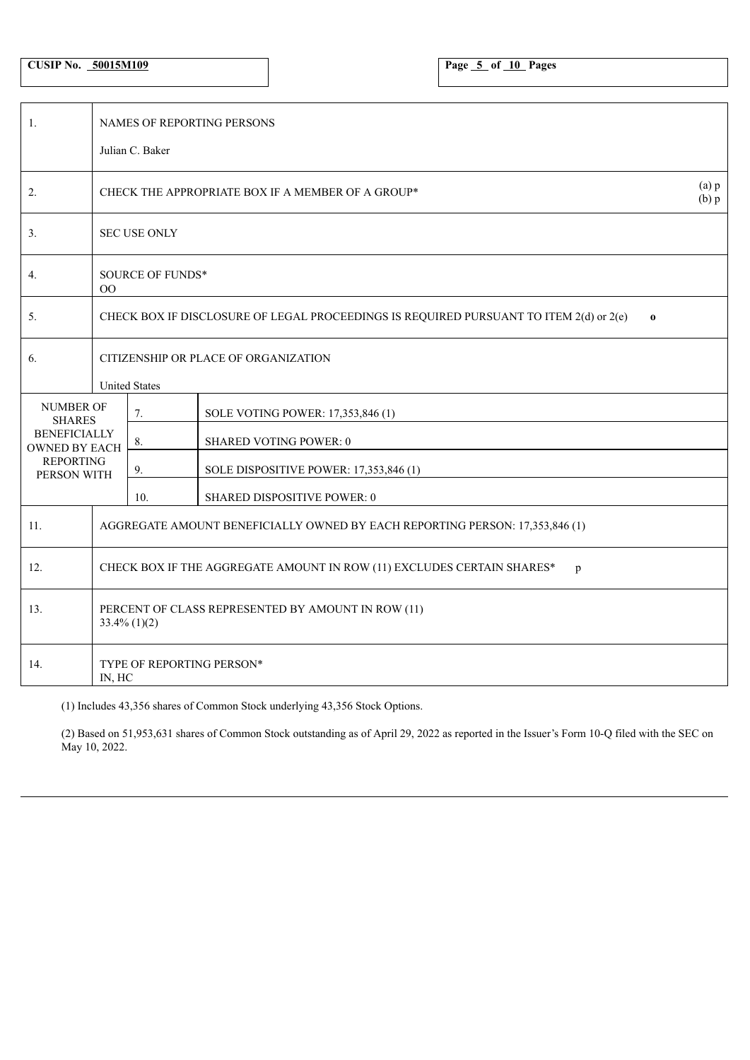| CUSIP No. 50015M109 | Page 5 of 10 Pages |
|---|---|

| | | | |
|---|---|---|---|
| 1. | NAMES OF REPORTING PERSONS<br><br>Julian C. Baker | | |
| 2. | CHECK THE APPROPRIATE BOX IF A MEMBER OF A GROUP* | | (a) p<br>(b) p |
| 3. | SEC USE ONLY | | |
| 4. | SOURCE OF FUNDS*<br>OO | | |
| 5. | CHECK BOX IF DISCLOSURE OF LEGAL PROCEEDINGS IS REQUIRED PURSUANT TO ITEM 2(d) or 2(e) **o** | | |
| 6. | CITIZENSHIP OR PLACE OF ORGANIZATION<br><br>United States | | |
| NUMBER OF SHARES BENEFICIALLY OWNED BY EACH REPORTING PERSON WITH | 7. | SOLE VOTING POWER: 17,353,846 (1) | |
| | 8. | SHARED VOTING POWER: 0 | |
| | 9. | SOLE DISPOSITIVE POWER: 17,353,846 (1) | |
| | 10. | SHARED DISPOSITIVE POWER: 0 | |
| 11. | AGGREGATE AMOUNT BENEFICIALLY OWNED BY EACH REPORTING PERSON: 17,353,846 (1) | | |
| 12. | CHECK BOX IF THE AGGREGATE AMOUNT IN ROW (11) EXCLUDES CERTAIN SHARES* p | | |
| 13. | PERCENT OF CLASS REPRESENTED BY AMOUNT IN ROW (11)<br>33.4% (1)(2) | | |
| 14. | TYPE OF REPORTING PERSON*<br>IN, HC | | |

(1) Includes 43,356 shares of Common Stock underlying 43,356 Stock Options.

(2) Based on 51,953,631 shares of Common Stock outstanding as of April 29, 2022 as reported in the Issuer's Form 10-Q filed with the SEC on May 10, 2022.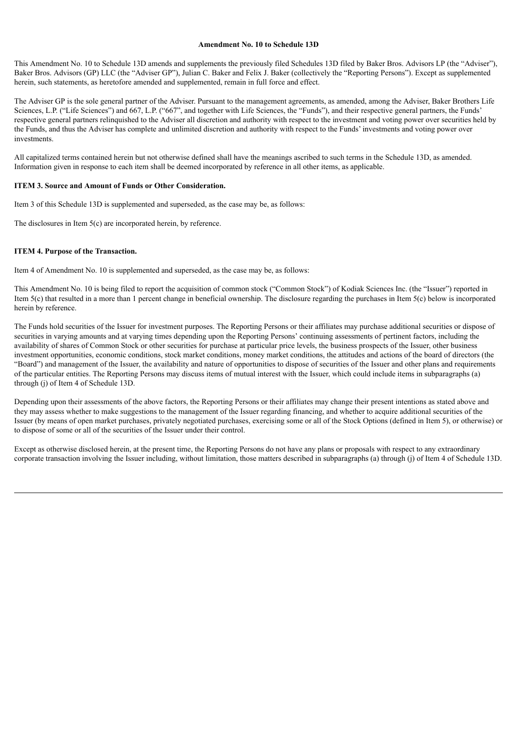**Amendment No. 10 to Schedule 13D**

This Amendment No. 10 to Schedule 13D amends and supplements the previously filed Schedules 13D filed by Baker Bros. Advisors LP (the "Adviser"), Baker Bros. Advisors (GP) LLC (the "Adviser GP"), Julian C. Baker and Felix J. Baker (collectively the "Reporting Persons"). Except as supplemented herein, such statements, as heretofore amended and supplemented, remain in full force and effect.

The Adviser GP is the sole general partner of the Adviser. Pursuant to the management agreements, as amended, among the Adviser, Baker Brothers Life Sciences, L.P. ("Life Sciences") and 667, L.P. ("667", and together with Life Sciences, the "Funds"), and their respective general partners, the Funds' respective general partners relinquished to the Adviser all discretion and authority with respect to the investment and voting power over securities held by the Funds, and thus the Adviser has complete and unlimited discretion and authority with respect to the Funds' investments and voting power over investments.

All capitalized terms contained herein but not otherwise defined shall have the meanings ascribed to such terms in the Schedule 13D, as amended. Information given in response to each item shall be deemed incorporated by reference in all other items, as applicable.

**ITEM 3. Source and Amount of Funds or Other Consideration.**

Item 3 of this Schedule 13D is supplemented and superseded, as the case may be, as follows:

The disclosures in Item 5(c) are incorporated herein, by reference.

**ITEM 4. Purpose of the Transaction.**

Item 4 of Amendment No. 10 is supplemented and superseded, as the case may be, as follows:

This Amendment No. 10 is being filed to report the acquisition of common stock ("Common Stock") of Kodiak Sciences Inc. (the "Issuer") reported in Item 5(c) that resulted in a more than 1 percent change in beneficial ownership. The disclosure regarding the purchases in Item 5(c) below is incorporated herein by reference.

The Funds hold securities of the Issuer for investment purposes. The Reporting Persons or their affiliates may purchase additional securities or dispose of securities in varying amounts and at varying times depending upon the Reporting Persons' continuing assessments of pertinent factors, including the availability of shares of Common Stock or other securities for purchase at particular price levels, the business prospects of the Issuer, other business investment opportunities, economic conditions, stock market conditions, money market conditions, the attitudes and actions of the board of directors (the "Board") and management of the Issuer, the availability and nature of opportunities to dispose of securities of the Issuer and other plans and requirements of the particular entities. The Reporting Persons may discuss items of mutual interest with the Issuer, which could include items in subparagraphs (a) through (j) of Item 4 of Schedule 13D.

Depending upon their assessments of the above factors, the Reporting Persons or their affiliates may change their present intentions as stated above and they may assess whether to make suggestions to the management of the Issuer regarding financing, and whether to acquire additional securities of the Issuer (by means of open market purchases, privately negotiated purchases, exercising some or all of the Stock Options (defined in Item 5), or otherwise) or to dispose of some or all of the securities of the Issuer under their control.

Except as otherwise disclosed herein, at the present time, the Reporting Persons do not have any plans or proposals with respect to any extraordinary corporate transaction involving the Issuer including, without limitation, those matters described in subparagraphs (a) through (j) of Item 4 of Schedule 13D.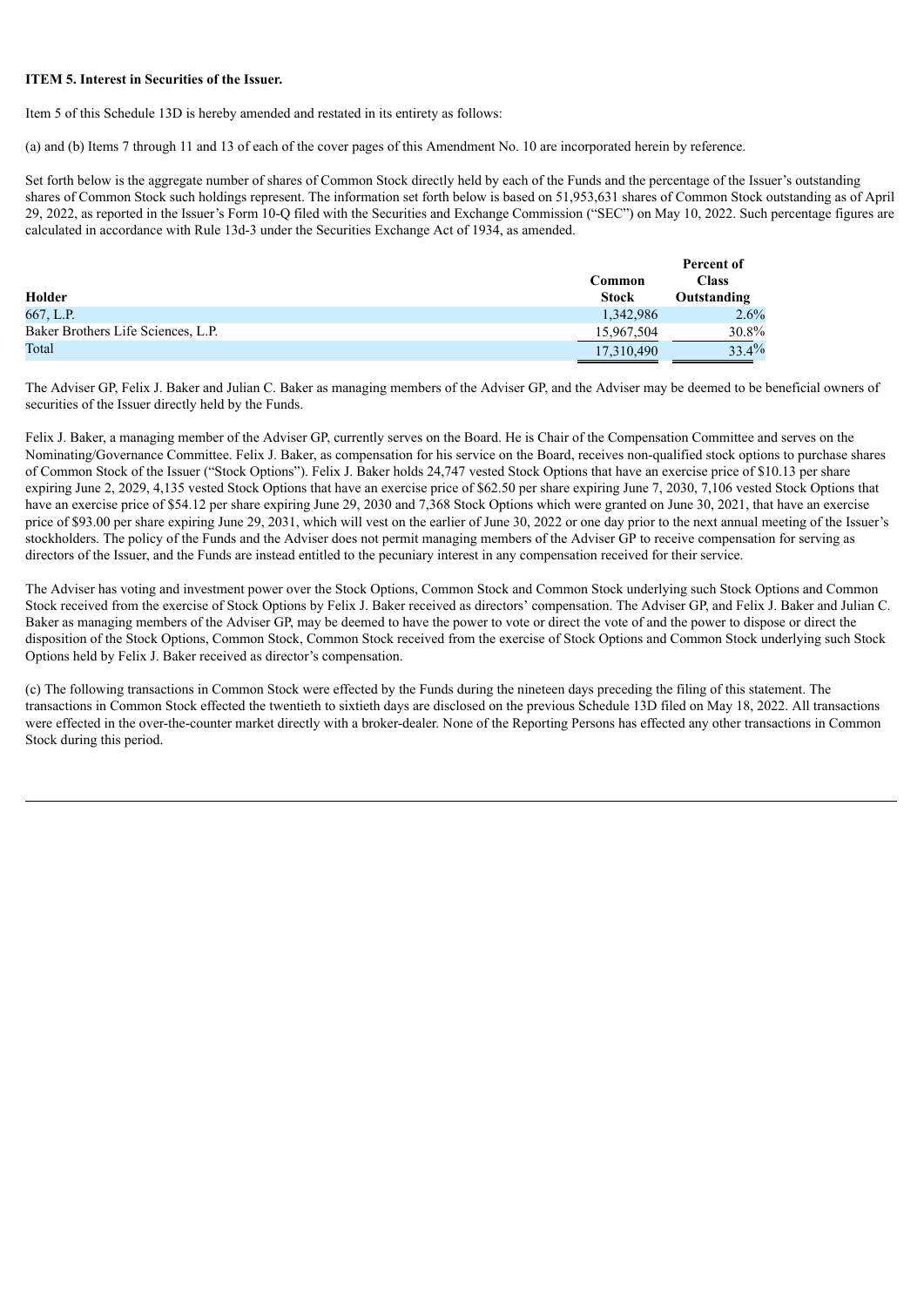**ITEM 5. Interest in Securities of the Issuer.**

Item 5 of this Schedule 13D is hereby amended and restated in its entirety as follows:

(a) and (b) Items 7 through 11 and 13 of each of the cover pages of this Amendment No. 10 are incorporated herein by reference.

Set forth below is the aggregate number of shares of Common Stock directly held by each of the Funds and the percentage of the Issuer's outstanding shares of Common Stock such holdings represent. The information set forth below is based on 51,953,631 shares of Common Stock outstanding as of April 29, 2022, as reported in the Issuer's Form 10-Q filed with the Securities and Exchange Commission ("SEC") on May 10, 2022. Such percentage figures are calculated in accordance with Rule 13d-3 under the Securities Exchange Act of 1934, as amended.

| Holder | Common Stock | Percent of Class Outstanding |
|---|---|---|
| 667, L.P. | 1,342,986 | 2.6% |
| Baker Brothers Life Sciences, L.P. | 15,967,504 | 30.8% |
| Total | 17,310,490 | 33.4% |

The Adviser GP, Felix J. Baker and Julian C. Baker as managing members of the Adviser GP, and the Adviser may be deemed to be beneficial owners of securities of the Issuer directly held by the Funds.

Felix J. Baker, a managing member of the Adviser GP, currently serves on the Board. He is Chair of the Compensation Committee and serves on the Nominating/Governance Committee. Felix J. Baker, as compensation for his service on the Board, receives non-qualified stock options to purchase shares of Common Stock of the Issuer ("Stock Options"). Felix J. Baker holds 24,747 vested Stock Options that have an exercise price of $10.13 per share expiring June 2, 2029, 4,135 vested Stock Options that have an exercise price of $62.50 per share expiring June 7, 2030, 7,106 vested Stock Options that have an exercise price of $54.12 per share expiring June 29, 2030 and 7,368 Stock Options which were granted on June 30, 2021, that have an exercise price of $93.00 per share expiring June 29, 2031, which will vest on the earlier of June 30, 2022 or one day prior to the next annual meeting of the Issuer's stockholders. The policy of the Funds and the Adviser does not permit managing members of the Adviser GP to receive compensation for serving as directors of the Issuer, and the Funds are instead entitled to the pecuniary interest in any compensation received for their service.

The Adviser has voting and investment power over the Stock Options, Common Stock and Common Stock underlying such Stock Options and Common Stock received from the exercise of Stock Options by Felix J. Baker received as directors' compensation. The Adviser GP, and Felix J. Baker and Julian C. Baker as managing members of the Adviser GP, may be deemed to have the power to vote or direct the vote of and the power to dispose or direct the disposition of the Stock Options, Common Stock, Common Stock received from the exercise of Stock Options and Common Stock underlying such Stock Options held by Felix J. Baker received as director's compensation.

(c) The following transactions in Common Stock were effected by the Funds during the nineteen days preceding the filing of this statement. The transactions in Common Stock effected the twentieth to sixtieth days are disclosed on the previous Schedule 13D filed on May 18, 2022. All transactions were effected in the over-the-counter market directly with a broker-dealer. None of the Reporting Persons has effected any other transactions in Common Stock during this period.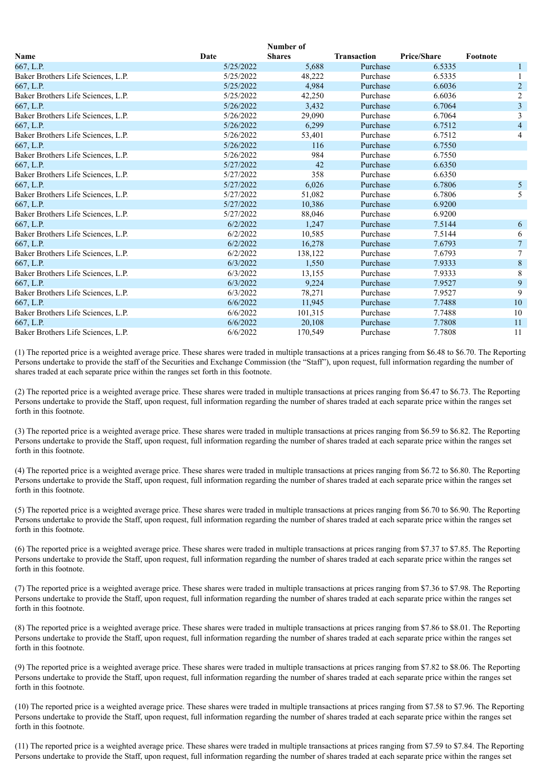| Name | Date | Number of Shares | Transaction | Price/Share | Footnote |
|---|---|---|---|---|---|
| 667, L.P. | 5/25/2022 | 5,688 | Purchase | 6.5335 | 1 |
| Baker Brothers Life Sciences, L.P. | 5/25/2022 | 48,222 | Purchase | 6.5335 | 1 |
| 667, L.P. | 5/25/2022 | 4,984 | Purchase | 6.6036 | 2 |
| Baker Brothers Life Sciences, L.P. | 5/25/2022 | 42,250 | Purchase | 6.6036 | 2 |
| 667, L.P. | 5/26/2022 | 3,432 | Purchase | 6.7064 | 3 |
| Baker Brothers Life Sciences, L.P. | 5/26/2022 | 29,090 | Purchase | 6.7064 | 3 |
| 667, L.P. | 5/26/2022 | 6,299 | Purchase | 6.7512 | 4 |
| Baker Brothers Life Sciences, L.P. | 5/26/2022 | 53,401 | Purchase | 6.7512 | 4 |
| 667, L.P. | 5/26/2022 | 116 | Purchase | 6.7550 | |
| Baker Brothers Life Sciences, L.P. | 5/26/2022 | 984 | Purchase | 6.7550 | |
| 667, L.P. | 5/27/2022 | 42 | Purchase | 6.6350 | |
| Baker Brothers Life Sciences, L.P. | 5/27/2022 | 358 | Purchase | 6.6350 | |
| 667, L.P. | 5/27/2022 | 6,026 | Purchase | 6.7806 | 5 |
| Baker Brothers Life Sciences, L.P. | 5/27/2022 | 51,082 | Purchase | 6.7806 | 5 |
| 667, L.P. | 5/27/2022 | 10,386 | Purchase | 6.9200 | |
| Baker Brothers Life Sciences, L.P. | 5/27/2022 | 88,046 | Purchase | 6.9200 | |
| 667, L.P. | 6/2/2022 | 1,247 | Purchase | 7.5144 | 6 |
| Baker Brothers Life Sciences, L.P. | 6/2/2022 | 10,585 | Purchase | 7.5144 | 6 |
| 667, L.P. | 6/2/2022 | 16,278 | Purchase | 7.6793 | 7 |
| Baker Brothers Life Sciences, L.P. | 6/2/2022 | 138,122 | Purchase | 7.6793 | 7 |
| 667, L.P. | 6/3/2022 | 1,550 | Purchase | 7.9333 | 8 |
| Baker Brothers Life Sciences, L.P. | 6/3/2022 | 13,155 | Purchase | 7.9333 | 8 |
| 667, L.P. | 6/3/2022 | 9,224 | Purchase | 7.9527 | 9 |
| Baker Brothers Life Sciences, L.P. | 6/3/2022 | 78,271 | Purchase | 7.9527 | 9 |
| 667, L.P. | 6/6/2022 | 11,945 | Purchase | 7.7488 | 10 |
| Baker Brothers Life Sciences, L.P. | 6/6/2022 | 101,315 | Purchase | 7.7488 | 10 |
| 667, L.P. | 6/6/2022 | 20,108 | Purchase | 7.7808 | 11 |
| Baker Brothers Life Sciences, L.P. | 6/6/2022 | 170,549 | Purchase | 7.7808 | 11 |

(1) The reported price is a weighted average price. These shares were traded in multiple transactions at a prices ranging from $6.48 to $6.70. The Reporting Persons undertake to provide the staff of the Securities and Exchange Commission (the "Staff"), upon request, full information regarding the number of shares traded at each separate price within the ranges set forth in this footnote.

(2) The reported price is a weighted average price. These shares were traded in multiple transactions at prices ranging from $6.47 to $6.73. The Reporting Persons undertake to provide the Staff, upon request, full information regarding the number of shares traded at each separate price within the ranges set forth in this footnote.

(3) The reported price is a weighted average price. These shares were traded in multiple transactions at prices ranging from $6.59 to $6.82. The Reporting Persons undertake to provide the Staff, upon request, full information regarding the number of shares traded at each separate price within the ranges set forth in this footnote.

(4) The reported price is a weighted average price. These shares were traded in multiple transactions at prices ranging from $6.72 to $6.80. The Reporting Persons undertake to provide the Staff, upon request, full information regarding the number of shares traded at each separate price within the ranges set forth in this footnote.

(5) The reported price is a weighted average price. These shares were traded in multiple transactions at prices ranging from $6.70 to $6.90. The Reporting Persons undertake to provide the Staff, upon request, full information regarding the number of shares traded at each separate price within the ranges set forth in this footnote.

(6) The reported price is a weighted average price. These shares were traded in multiple transactions at prices ranging from $7.37 to $7.85. The Reporting Persons undertake to provide the Staff, upon request, full information regarding the number of shares traded at each separate price within the ranges set forth in this footnote.

(7) The reported price is a weighted average price. These shares were traded in multiple transactions at prices ranging from $7.36 to $7.98. The Reporting Persons undertake to provide the Staff, upon request, full information regarding the number of shares traded at each separate price within the ranges set forth in this footnote.

(8) The reported price is a weighted average price. These shares were traded in multiple transactions at prices ranging from $7.86 to $8.01. The Reporting Persons undertake to provide the Staff, upon request, full information regarding the number of shares traded at each separate price within the ranges set forth in this footnote.

(9) The reported price is a weighted average price. These shares were traded in multiple transactions at prices ranging from $7.82 to $8.06. The Reporting Persons undertake to provide the Staff, upon request, full information regarding the number of shares traded at each separate price within the ranges set forth in this footnote.

(10) The reported price is a weighted average price. These shares were traded in multiple transactions at prices ranging from $7.58 to $7.96. The Reporting Persons undertake to provide the Staff, upon request, full information regarding the number of shares traded at each separate price within the ranges set forth in this footnote.

(11) The reported price is a weighted average price. These shares were traded in multiple transactions at prices ranging from $7.59 to $7.84. The Reporting Persons undertake to provide the Staff, upon request, full information regarding the number of shares traded at each separate price within the ranges set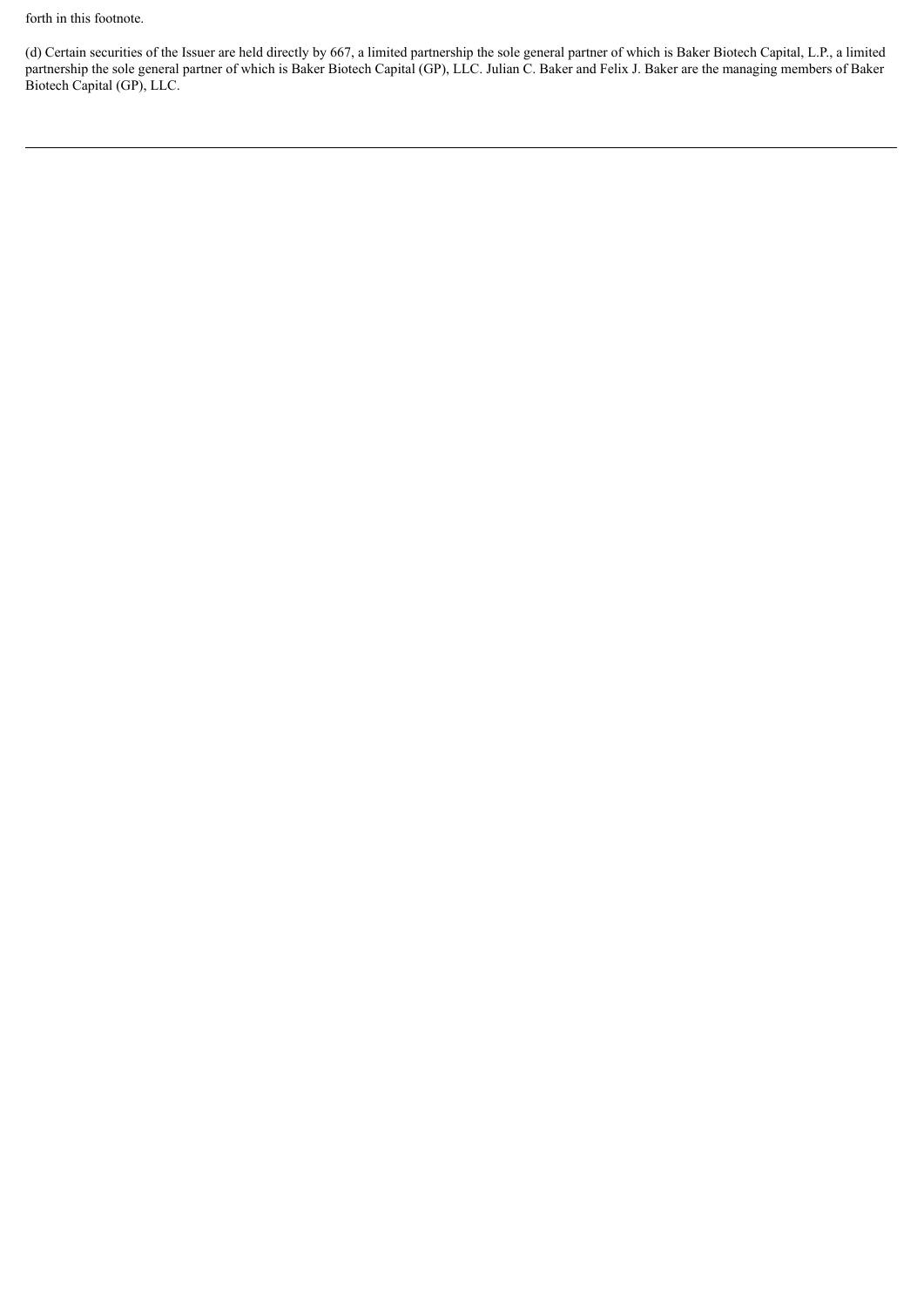forth in this footnote.

(d) Certain securities of the Issuer are held directly by 667, a limited partnership the sole general partner of which is Baker Biotech Capital, L.P., a limited partnership the sole general partner of which is Baker Biotech Capital (GP), LLC. Julian C. Baker and Felix J. Baker are the managing members of Baker Biotech Capital (GP), LLC.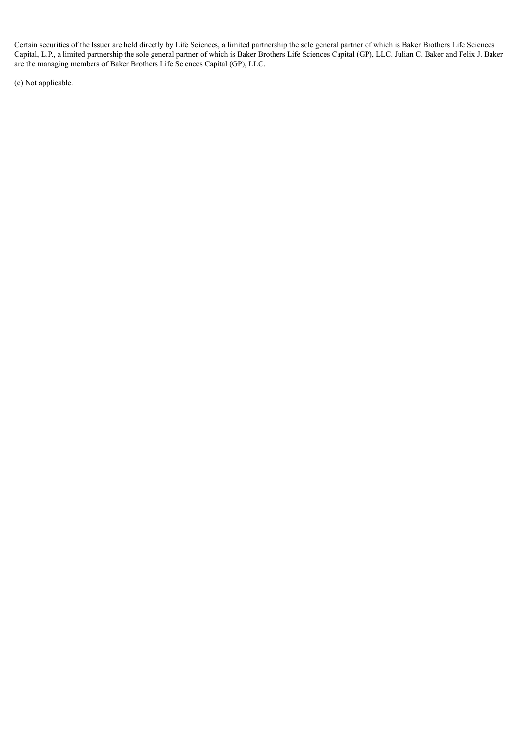Certain securities of the Issuer are held directly by Life Sciences, a limited partnership the sole general partner of which is Baker Brothers Life Sciences Capital, L.P., a limited partnership the sole general partner of which is Baker Brothers Life Sciences Capital (GP), LLC. Julian C. Baker and Felix J. Baker are the managing members of Baker Brothers Life Sciences Capital (GP), LLC.

(e) Not applicable.

---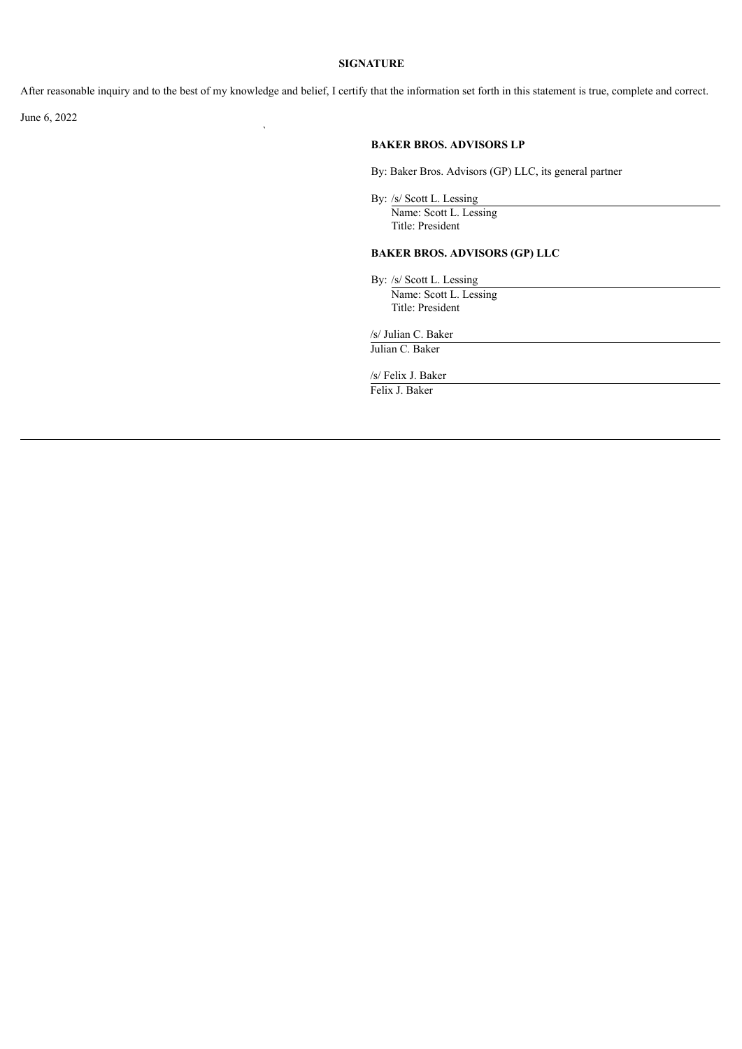## SIGNATURE

After reasonable inquiry and to the best of my knowledge and belief, I certify that the information set forth in this statement is true, complete and correct.

June 6, 2022

**BAKER BROS. ADVISORS LP**

By: Baker Bros. Advisors (GP) LLC, its general partner

By: /s/ Scott L. Lessing
Name: Scott L. Lessing
Title: President

**BAKER BROS. ADVISORS (GP) LLC**

By: /s/ Scott L. Lessing
Name: Scott L. Lessing
Title: President

/s/ Julian C. Baker
Julian C. Baker

/s/ Felix J. Baker
Felix J. Baker